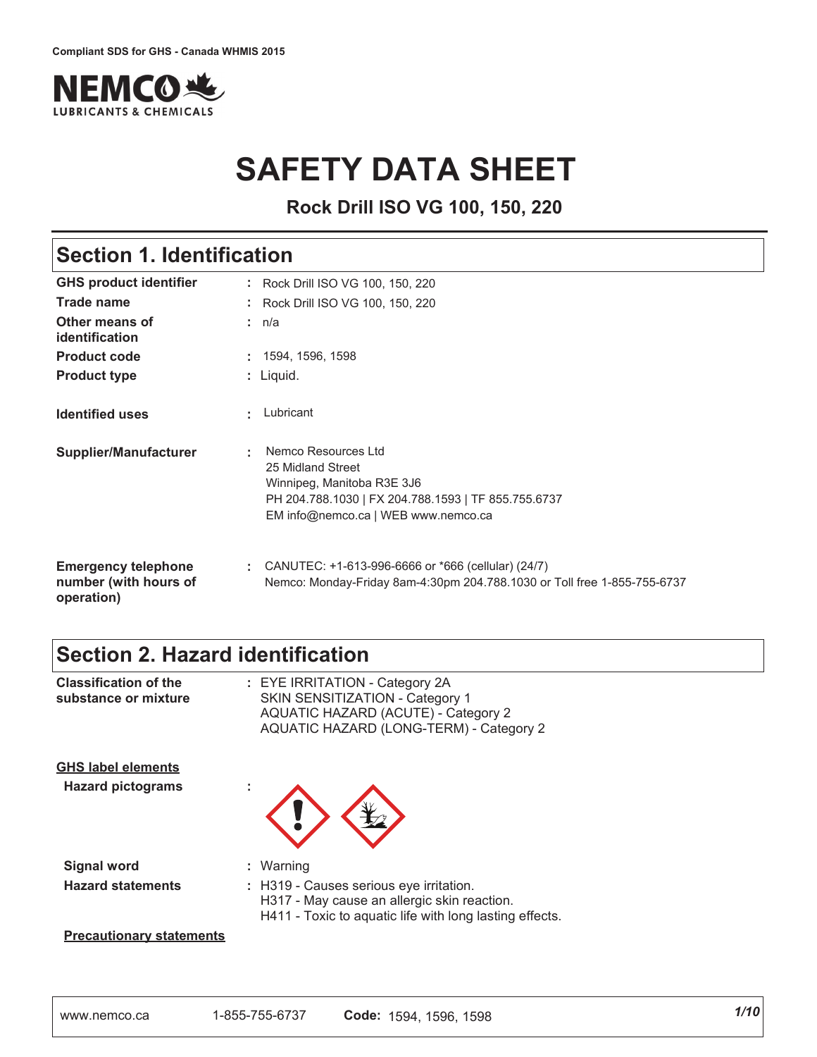Compliant SDS for GHS - Canada WHMIS 2015

# SAFETY DATA SHEET

**Rock Drill ISO VG 100, 150, 220**

## Section 1. Identification

| | |
|---|---|
| **GHS product identifier** | : Rock Drill ISO VG 100, 150, 220 |
| **Trade name** | : Rock Drill ISO VG 100, 150, 220 |
| **Other means of identification** | : n/a |
| **Product code** | : 1594, 1596, 1598 |
| **Product type** | : Liquid. |
| **Identified uses** | : Lubricant |
| **Supplier/Manufacturer** | : Nemco Resources Ltd<br>25 Midland Street<br>Winnipeg, Manitoba R3E 3J6<br>PH 204.788.1030 \| FX 204.788.1593 \| TF 855.755.6737<br>EM info@nemco.ca \| WEB www.nemco.ca |
| **Emergency telephone number (with hours of operation)** | : CANUTEC: +1-613-996-6666 or *666 (cellular) (24/7)<br>Nemco: Monday-Friday 8am-4:30pm 204.788.1030 or Toll free 1-855-755-6737 |

## Section 2. Hazard identification

**Classification of the substance or mixture** : EYE IRRITATION - Category 2A
SKIN SENSITIZATION - Category 1
AQUATIC HAZARD (ACUTE) - Category 2
AQUATIC HAZARD (LONG-TERM) - Category 2

**GHS label elements**

**Hazard pictograms** :

**Signal word** : Warning

**Hazard statements** : H319 - Causes serious eye irritation.
H317 - May cause an allergic skin reaction.
H411 - Toxic to aquatic life with long lasting effects.

**Precautionary statements**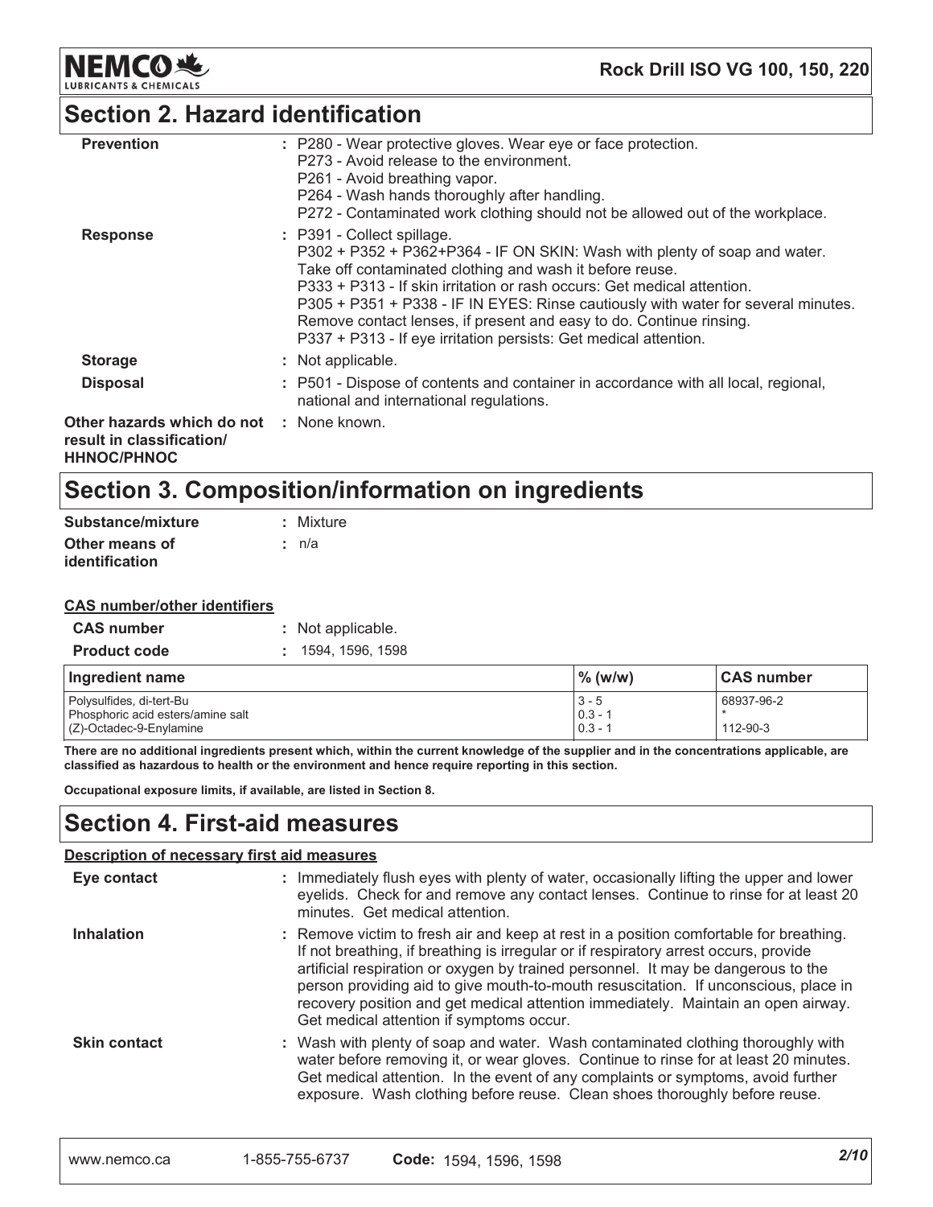## Section 2. Hazard identification

| | |
|---|---|
| **Prevention** | : P280 - Wear protective gloves. Wear eye or face protection.<br>P273 - Avoid release to the environment.<br>P261 - Avoid breathing vapor.<br>P264 - Wash hands thoroughly after handling.<br>P272 - Contaminated work clothing should not be allowed out of the workplace. |
| **Response** | : P391 - Collect spillage.<br>P302 + P352 + P362+P364 - IF ON SKIN: Wash with plenty of soap and water. Take off contaminated clothing and wash it before reuse.<br>P333 + P313 - If skin irritation or rash occurs: Get medical attention.<br>P305 + P351 + P338 - IF IN EYES: Rinse cautiously with water for several minutes. Remove contact lenses, if present and easy to do. Continue rinsing.<br>P337 + P313 - If eye irritation persists: Get medical attention. |
| **Storage** | : Not applicable. |
| **Disposal** | : P501 - Dispose of contents and container in accordance with all local, regional, national and international regulations. |
| **Other hazards which do not result in classification/ HHNOC/PHNOC** | : None known. |

## Section 3. Composition/information on ingredients

**Substance/mixture** : Mixture

**Other means of identification** : n/a

**CAS number/other identifiers**

**CAS number** : Not applicable.

**Product code** : 1594, 1596, 1598

| Ingredient name | % (w/w) | CAS number |
|---|---|---|
| Polysulfides, di-tert-Bu | 3 - 5 | 68937-96-2 |
| Phosphoric acid esters/amine salt | 0.3 - 1 | * |
| (Z)-Octadec-9-Enylamine | 0.3 - 1 | 112-90-3 |

**There are no additional ingredients present which, within the current knowledge of the supplier and in the concentrations applicable, are classified as hazardous to health or the environment and hence require reporting in this section.**

**Occupational exposure limits, if available, are listed in Section 8.**

## Section 4. First-aid measures

**Description of necessary first aid measures**

| | |
|---|---|
| **Eye contact** | : Immediately flush eyes with plenty of water, occasionally lifting the upper and lower eyelids. Check for and remove any contact lenses. Continue to rinse for at least 20 minutes. Get medical attention. |
| **Inhalation** | : Remove victim to fresh air and keep at rest in a position comfortable for breathing. If not breathing, if breathing is irregular or if respiratory arrest occurs, provide artificial respiration or oxygen by trained personnel. It may be dangerous to the person providing aid to give mouth-to-mouth resuscitation. If unconscious, place in recovery position and get medical attention immediately. Maintain an open airway. Get medical attention if symptoms occur. |
| **Skin contact** | : Wash with plenty of soap and water. Wash contaminated clothing thoroughly with water before removing it, or wear gloves. Continue to rinse for at least 20 minutes. Get medical attention. In the event of any complaints or symptoms, avoid further exposure. Wash clothing before reuse. Clean shoes thoroughly before reuse. |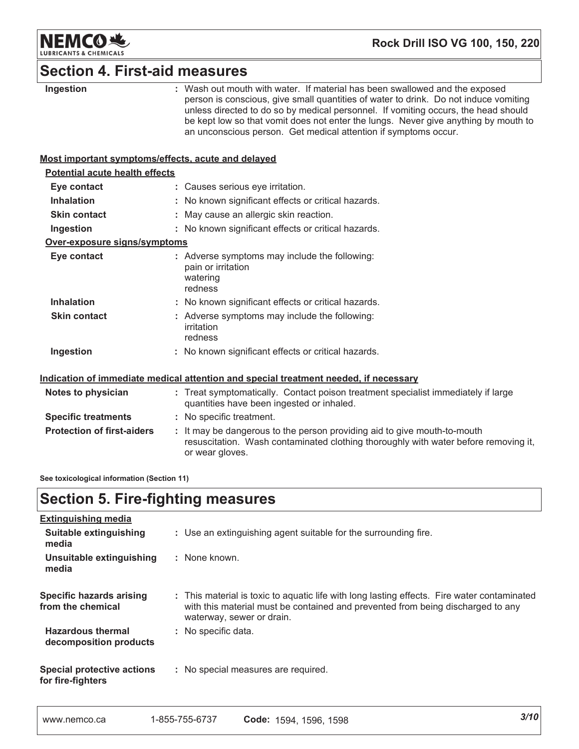## Section 4. First-aid measures

| | |
|---|---|
| **Ingestion** | : Wash out mouth with water. If material has been swallowed and the exposed person is conscious, give small quantities of water to drink. Do not induce vomiting unless directed to do so by medical personnel. If vomiting occurs, the head should be kept low so that vomit does not enter the lungs. Never give anything by mouth to an unconscious person. Get medical attention if symptoms occur. |

**Most important symptoms/effects, acute and delayed**

**Potential acute health effects**

| | |
|---|---|
| **Eye contact** | : Causes serious eye irritation. |
| **Inhalation** | : No known significant effects or critical hazards. |
| **Skin contact** | : May cause an allergic skin reaction. |
| **Ingestion** | : No known significant effects or critical hazards. |

**Over-exposure signs/symptoms**

| | |
|---|---|
| **Eye contact** | : Adverse symptoms may include the following: pain or irritation watering redness |
| **Inhalation** | : No known significant effects or critical hazards. |
| **Skin contact** | : Adverse symptoms may include the following: irritation redness |
| **Ingestion** | : No known significant effects or critical hazards. |

**Indication of immediate medical attention and special treatment needed, if necessary**

| | |
|---|---|
| **Notes to physician** | : Treat symptomatically. Contact poison treatment specialist immediately if large quantities have been ingested or inhaled. |
| **Specific treatments** | : No specific treatment. |
| **Protection of first-aiders** | : It may be dangerous to the person providing aid to give mouth-to-mouth resuscitation. Wash contaminated clothing thoroughly with water before removing it, or wear gloves. |

**See toxicological information (Section 11)**

## Section 5. Fire-fighting measures

**Extinguishing media**

| | |
|---|---|
| **Suitable extinguishing media** | : Use an extinguishing agent suitable for the surrounding fire. |
| **Unsuitable extinguishing media** | : None known. |
| **Specific hazards arising from the chemical** | : This material is toxic to aquatic life with long lasting effects. Fire water contaminated with this material must be contained and prevented from being discharged to any waterway, sewer or drain. |
| **Hazardous thermal decomposition products** | : No specific data. |
| **Special protective actions for fire-fighters** | : No special measures are required. |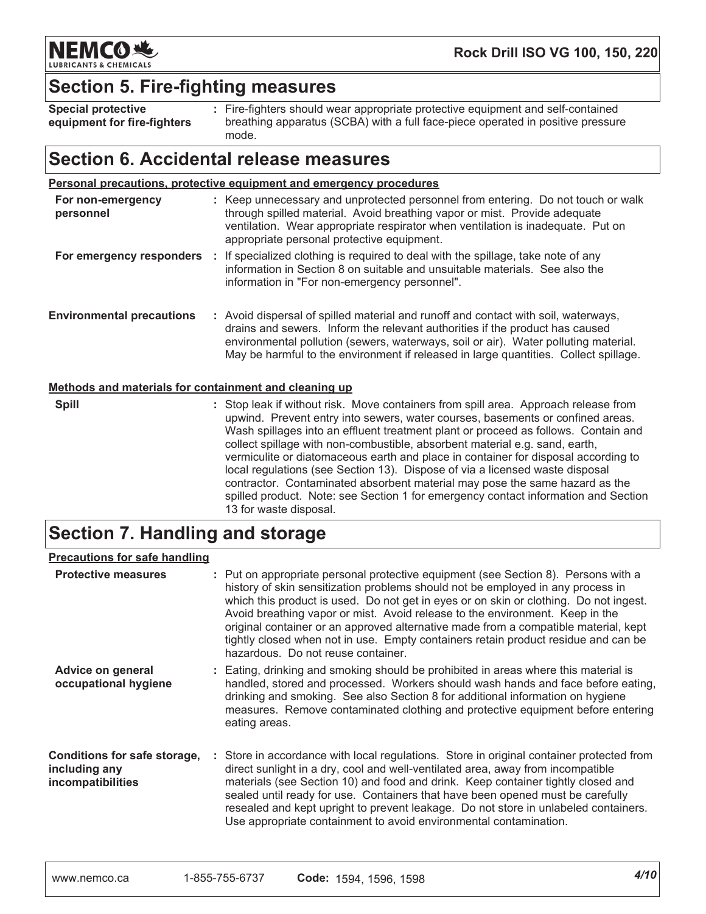## Section 5. Fire-fighting measures

| | |
|---|---|
| **Special protective equipment for fire-fighters** | : Fire-fighters should wear appropriate protective equipment and self-contained breathing apparatus (SCBA) with a full face-piece operated in positive pressure mode. |

## Section 6. Accidental release measures

**Personal precautions, protective equipment and emergency procedures**

| | |
|---|---|
| **For non-emergency personnel** | : Keep unnecessary and unprotected personnel from entering. Do not touch or walk through spilled material. Avoid breathing vapor or mist. Provide adequate ventilation. Wear appropriate respirator when ventilation is inadequate. Put on appropriate personal protective equipment. |
| **For emergency responders** | : If specialized clothing is required to deal with the spillage, take note of any information in Section 8 on suitable and unsuitable materials. See also the information in "For non-emergency personnel". |
| **Environmental precautions** | : Avoid dispersal of spilled material and runoff and contact with soil, waterways, drains and sewers. Inform the relevant authorities if the product has caused environmental pollution (sewers, waterways, soil or air). Water polluting material. May be harmful to the environment if released in large quantities. Collect spillage. |

**Methods and materials for containment and cleaning up**

| | |
|---|---|
| **Spill** | : Stop leak if without risk. Move containers from spill area. Approach release from upwind. Prevent entry into sewers, water courses, basements or confined areas. Wash spillages into an effluent treatment plant or proceed as follows. Contain and collect spillage with non-combustible, absorbent material e.g. sand, earth, vermiculite or diatomaceous earth and place in container for disposal according to local regulations (see Section 13). Dispose of via a licensed waste disposal contractor. Contaminated absorbent material may pose the same hazard as the spilled product. Note: see Section 1 for emergency contact information and Section 13 for waste disposal. |

## Section 7. Handling and storage

**Precautions for safe handling**

| | |
|---|---|
| **Protective measures** | : Put on appropriate personal protective equipment (see Section 8). Persons with a history of skin sensitization problems should not be employed in any process in which this product is used. Do not get in eyes or on skin or clothing. Do not ingest. Avoid breathing vapor or mist. Avoid release to the environment. Keep in the original container or an approved alternative made from a compatible material, kept tightly closed when not in use. Empty containers retain product residue and can be hazardous. Do not reuse container. |
| **Advice on general occupational hygiene** | : Eating, drinking and smoking should be prohibited in areas where this material is handled, stored and processed. Workers should wash hands and face before eating, drinking and smoking. See also Section 8 for additional information on hygiene measures. Remove contaminated clothing and protective equipment before entering eating areas. |
| **Conditions for safe storage, including any incompatibilities** | : Store in accordance with local regulations. Store in original container protected from direct sunlight in a dry, cool and well-ventilated area, away from incompatible materials (see Section 10) and food and drink. Keep container tightly closed and sealed until ready for use. Containers that have been opened must be carefully resealed and kept upright to prevent leakage. Do not store in unlabeled containers. Use appropriate containment to avoid environmental contamination. |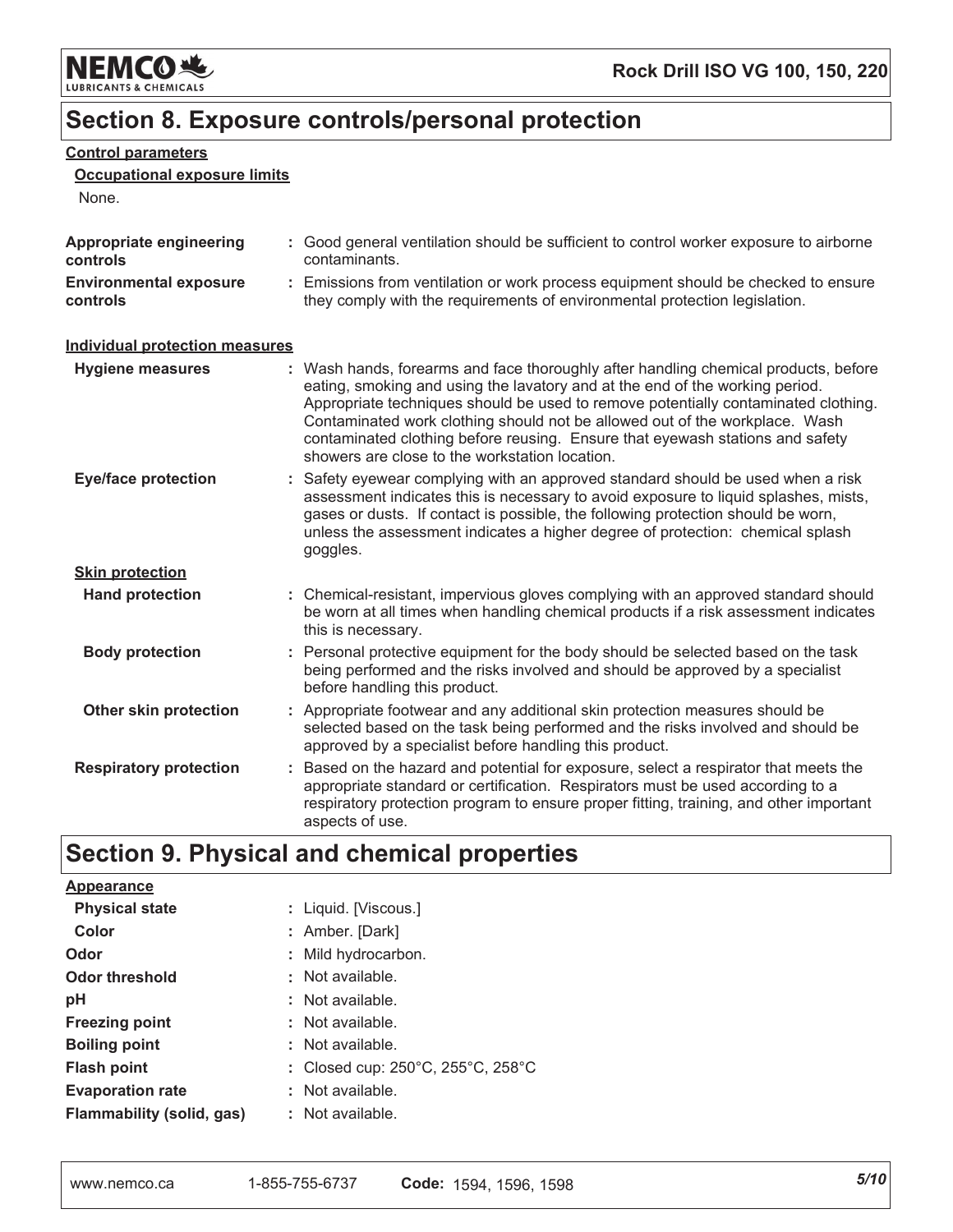## Section 8. Exposure controls/personal protection

**Control parameters**

**Occupational exposure limits**

None.

**Appropriate engineering controls** : Good general ventilation should be sufficient to control worker exposure to airborne contaminants.

**Environmental exposure controls** : Emissions from ventilation or work process equipment should be checked to ensure they comply with the requirements of environmental protection legislation.

**Individual protection measures**

**Hygiene measures** : Wash hands, forearms and face thoroughly after handling chemical products, before eating, smoking and using the lavatory and at the end of the working period. Appropriate techniques should be used to remove potentially contaminated clothing. Contaminated work clothing should not be allowed out of the workplace. Wash contaminated clothing before reusing. Ensure that eyewash stations and safety showers are close to the workstation location.

**Eye/face protection** : Safety eyewear complying with an approved standard should be used when a risk assessment indicates this is necessary to avoid exposure to liquid splashes, mists, gases or dusts. If contact is possible, the following protection should be worn, unless the assessment indicates a higher degree of protection: chemical splash goggles.

**Skin protection**

**Hand protection** : Chemical-resistant, impervious gloves complying with an approved standard should be worn at all times when handling chemical products if a risk assessment indicates this is necessary.

**Body protection** : Personal protective equipment for the body should be selected based on the task being performed and the risks involved and should be approved by a specialist before handling this product.

**Other skin protection** : Appropriate footwear and any additional skin protection measures should be selected based on the task being performed and the risks involved and should be approved by a specialist before handling this product.

**Respiratory protection** : Based on the hazard and potential for exposure, select a respirator that meets the appropriate standard or certification. Respirators must be used according to a respiratory protection program to ensure proper fitting, training, and other important aspects of use.

## Section 9. Physical and chemical properties

**Appearance**

**Physical state** : Liquid. [Viscous.]

**Color** : Amber. [Dark]

**Odor** : Mild hydrocarbon.

**Odor threshold** : Not available.

**pH** : Not available.

**Freezing point** : Not available.

**Boiling point** : Not available.

**Flash point** : Closed cup: 250°C, 255°C, 258°C

**Evaporation rate** : Not available.

**Flammability (solid, gas)** : Not available.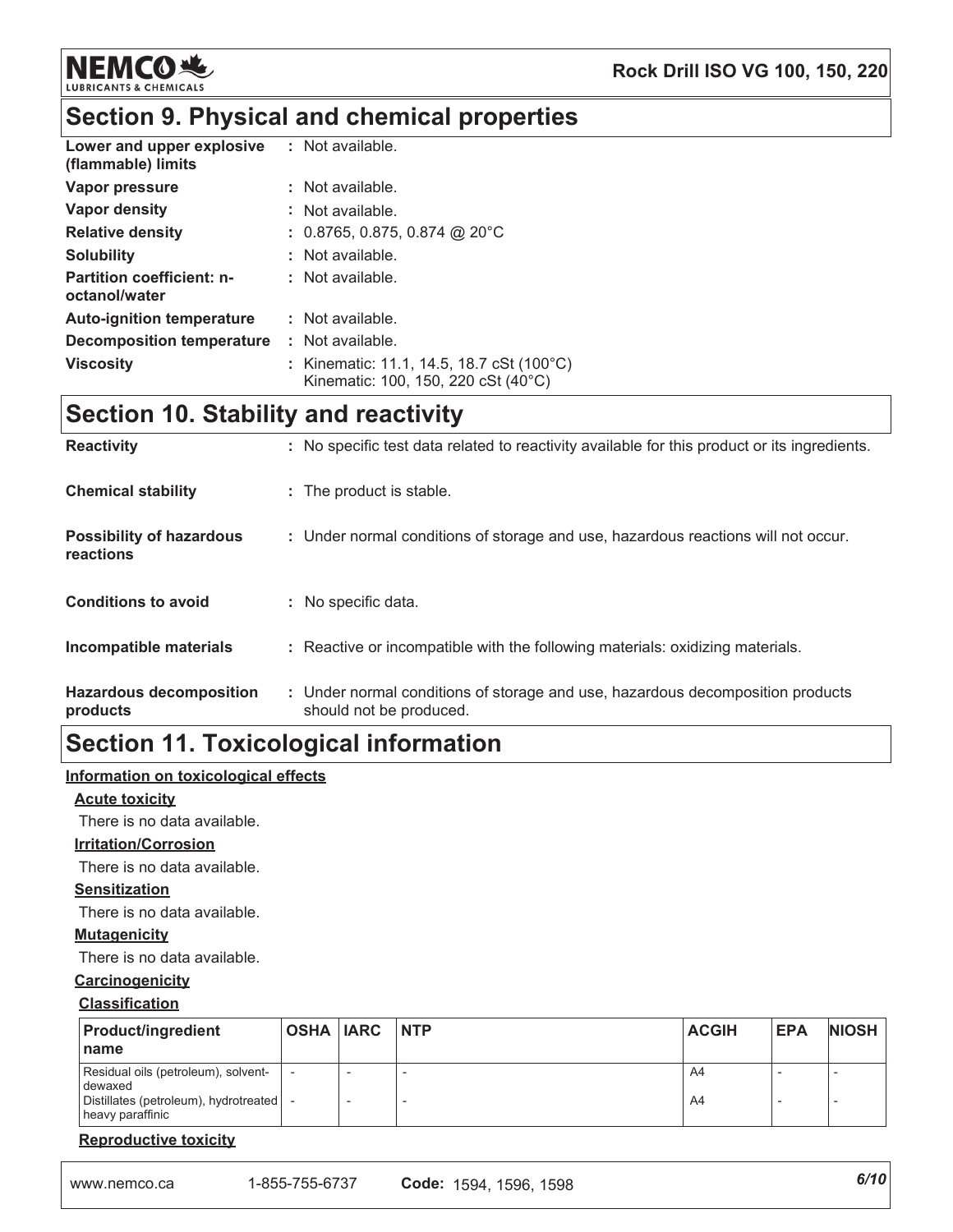## Section 9. Physical and chemical properties

| | |
|---|---|
| **Lower and upper explosive (flammable) limits** | : Not available. |
| **Vapor pressure** | : Not available. |
| **Vapor density** | : Not available. |
| **Relative density** | : 0.8765, 0.875, 0.874 @ 20°C |
| **Solubility** | : Not available. |
| **Partition coefficient: n-octanol/water** | : Not available. |
| **Auto-ignition temperature** | : Not available. |
| **Decomposition temperature** | : Not available. |
| **Viscosity** | : Kinematic: 11.1, 14.5, 18.7 cSt (100°C)<br>Kinematic: 100, 150, 220 cSt (40°C) |

## Section 10. Stability and reactivity

| | |
|---|---|
| **Reactivity** | : No specific test data related to reactivity available for this product or its ingredients. |
| **Chemical stability** | : The product is stable. |
| **Possibility of hazardous reactions** | : Under normal conditions of storage and use, hazardous reactions will not occur. |
| **Conditions to avoid** | : No specific data. |
| **Incompatible materials** | : Reactive or incompatible with the following materials: oxidizing materials. |
| **Hazardous decomposition products** | : Under normal conditions of storage and use, hazardous decomposition products should not be produced. |

## Section 11. Toxicological information

**Information on toxicological effects**

**Acute toxicity**

There is no data available.

**Irritation/Corrosion**

There is no data available.

**Sensitization**

There is no data available.

**Mutagenicity**

There is no data available.

**Carcinogenicity**

**Classification**

| Product/ingredient name | OSHA | IARC | NTP | ACGIH | EPA | NIOSH |
|---|---|---|---|---|---|---|
| Residual oils (petroleum), solvent-dewaxed | - | - | - | A4 | - | - |
| Distillates (petroleum), hydrotreated heavy paraffinic | - | - | - | A4 | - | - |

**Reproductive toxicity**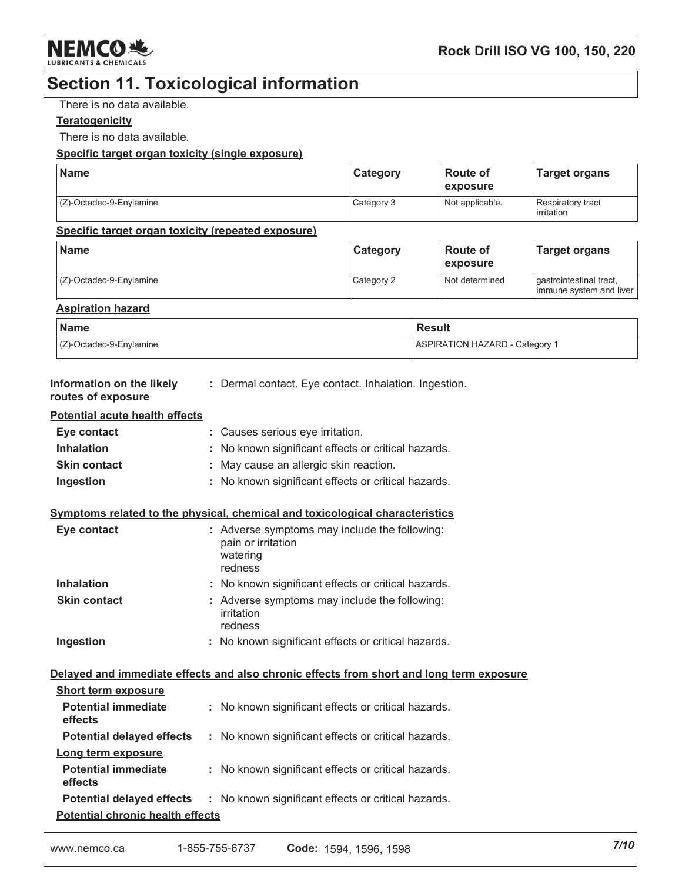## Section 11. Toxicological information

There is no data available.

**Teratogenicity**

There is no data available.

**Specific target organ toxicity (single exposure)**

| Name | Category | Route of exposure | Target organs |
| --- | --- | --- | --- |
| (Z)-Octadec-9-Enylamine | Category 3 | Not applicable. | Respiratory tract irritation |

**Specific target organ toxicity (repeated exposure)**

| Name | Category | Route of exposure | Target organs |
| --- | --- | --- | --- |
| (Z)-Octadec-9-Enylamine | Category 2 | Not determined | gastrointestinal tract, immune system and liver |

**Aspiration hazard**

| Name | Result |
| --- | --- |
| (Z)-Octadec-9-Enylamine | ASPIRATION HAZARD - Category 1 |

**Information on the likely routes of exposure** : Dermal contact. Eye contact. Inhalation. Ingestion.

**Potential acute health effects**

- **Eye contact** : Causes serious eye irritation.
- **Inhalation** : No known significant effects or critical hazards.
- **Skin contact** : May cause an allergic skin reaction.
- **Ingestion** : No known significant effects or critical hazards.

**Symptoms related to the physical, chemical and toxicological characteristics**

- **Eye contact** : Adverse symptoms may include the following:
  pain or irritation
  watering
  redness
- **Inhalation** : No known significant effects or critical hazards.
- **Skin contact** : Adverse symptoms may include the following:
  irritation
  redness
- **Ingestion** : No known significant effects or critical hazards.

**Delayed and immediate effects and also chronic effects from short and long term exposure**

**Short term exposure**

- **Potential immediate effects** : No known significant effects or critical hazards.
- **Potential delayed effects** : No known significant effects or critical hazards.

**Long term exposure**

- **Potential immediate effects** : No known significant effects or critical hazards.
- **Potential delayed effects** : No known significant effects or critical hazards.

**Potential chronic health effects**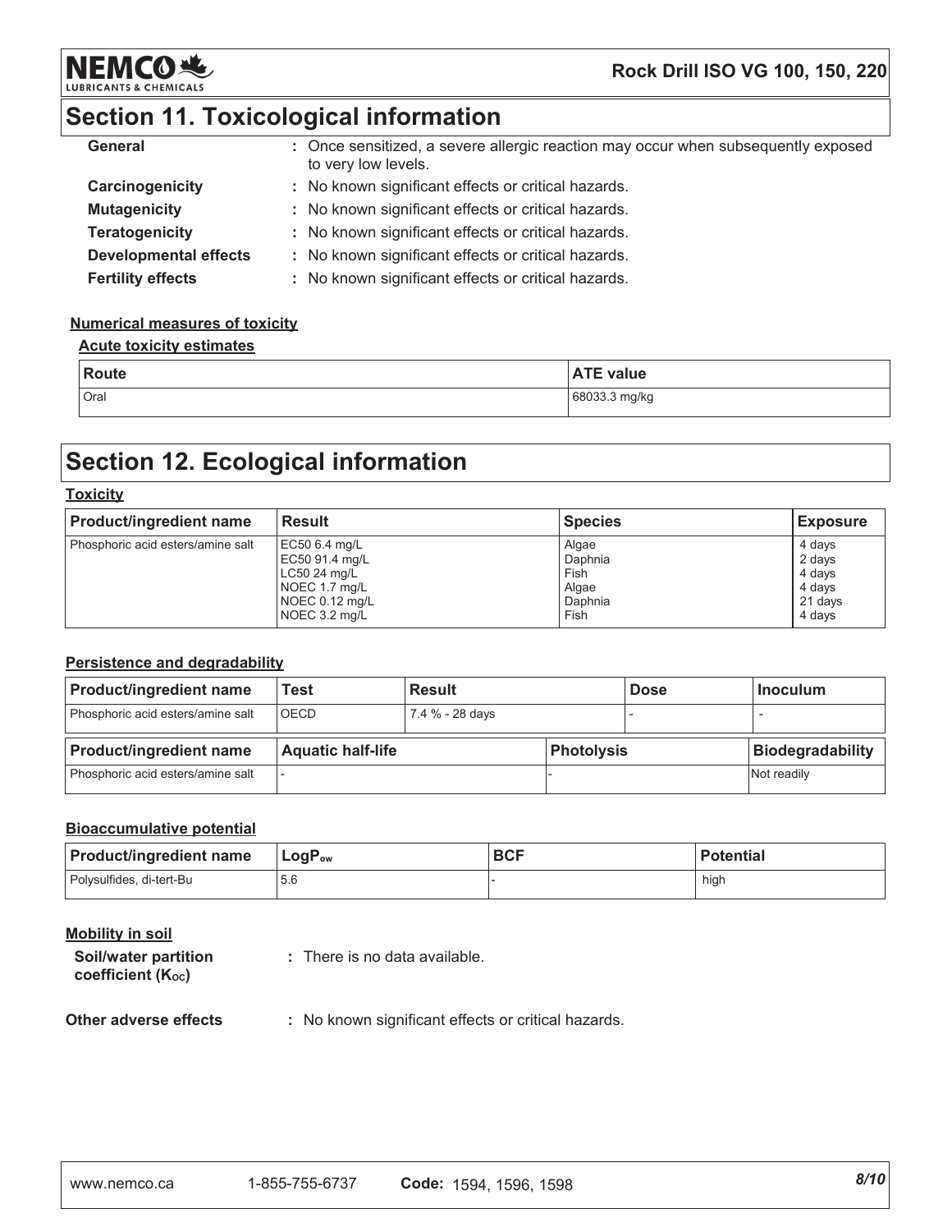## Section 11. Toxicological information

**General** : Once sensitized, a severe allergic reaction may occur when subsequently exposed to very low levels.

**Carcinogenicity** : No known significant effects or critical hazards.

**Mutagenicity** : No known significant effects or critical hazards.

**Teratogenicity** : No known significant effects or critical hazards.

**Developmental effects** : No known significant effects or critical hazards.

**Fertility effects** : No known significant effects or critical hazards.

**Numerical measures of toxicity**

**Acute toxicity estimates**

| Route | ATE value |
|---|---|
| Oral | 68033.3 mg/kg |

## Section 12. Ecological information

**Toxicity**

| Product/ingredient name | Result | Species | Exposure |
|---|---|---|---|
| Phosphoric acid esters/amine salt | EC50 6.4 mg/L<br>EC50 91.4 mg/L<br>LC50 24 mg/L<br>NOEC 1.7 mg/L<br>NOEC 0.12 mg/L<br>NOEC 3.2 mg/L | Algae<br>Daphnia<br>Fish<br>Algae<br>Daphnia<br>Fish | 4 days<br>2 days<br>4 days<br>4 days<br>21 days<br>4 days |

**Persistence and degradability**

| Product/ingredient name | Test | Result | Dose | Inoculum |
|---|---|---|---|---|
| Phosphoric acid esters/amine salt | OECD | 7.4 % - 28 days | - | - |

| Product/ingredient name | Aquatic half-life | Photolysis | Biodegradability |
|---|---|---|---|
| Phosphoric acid esters/amine salt | - | - | Not readily |

**Bioaccumulative potential**

| Product/ingredient name | $LogP_{ow}$ | BCF | Potential |
|---|---|---|---|
| Polysulfides, di-tert-Bu | 5.6 | - | high |

**Mobility in soil**

**Soil/water partition coefficient ($K_{OC}$)** : There is no data available.

**Other adverse effects** : No known significant effects or critical hazards.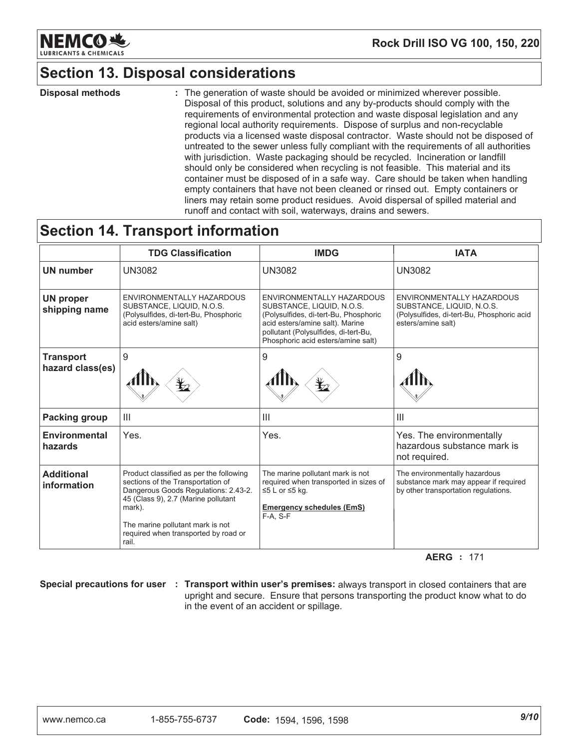## Section 13. Disposal considerations

**Disposal methods** : The generation of waste should be avoided or minimized wherever possible. Disposal of this product, solutions and any by-products should comply with the requirements of environmental protection and waste disposal legislation and any regional local authority requirements. Dispose of surplus and non-recyclable products via a licensed waste disposal contractor. Waste should not be disposed of untreated to the sewer unless fully compliant with the requirements of all authorities with jurisdiction. Waste packaging should be recycled. Incineration or landfill should only be considered when recycling is not feasible. This material and its container must be disposed of in a safe way. Care should be taken when handling empty containers that have not been cleaned or rinsed out. Empty containers or liners may retain some product residues. Avoid dispersal of spilled material and runoff and contact with soil, waterways, drains and sewers.

## Section 14. Transport information

| | TDG Classification | IMDG | IATA |
|---|---|---|---|
| **UN number** | UN3082 | UN3082 | UN3082 |
| **UN proper shipping name** | ENVIRONMENTALLY HAZARDOUS SUBSTANCE, LIQUID, N.O.S. (Polysulfides, di-tert-Bu, Phosphoric acid esters/amine salt) | ENVIRONMENTALLY HAZARDOUS SUBSTANCE, LIQUID, N.O.S. (Polysulfides, di-tert-Bu, Phosphoric acid esters/amine salt). Marine pollutant (Polysulfides, di-tert-Bu, Phosphoric acid esters/amine salt) | ENVIRONMENTALLY HAZARDOUS SUBSTANCE, LIQUID, N.O.S. (Polysulfides, di-tert-Bu, Phosphoric acid esters/amine salt) |
| **Transport hazard class(es)** | 9 | 9 | 9 |
| **Packing group** | III | III | III |
| **Environmental hazards** | Yes. | Yes. | Yes. The environmentally hazardous substance mark is not required. |
| **Additional information** | Product classified as per the following sections of the Transportation of Dangerous Goods Regulations: 2.43-2.45 (Class 9), 2.7 (Marine pollutant mark).<br><br>The marine pollutant mark is not required when transported by road or rail. | The marine pollutant mark is not required when transported in sizes of ≤5 L or ≤5 kg.<br><br>**Emergency schedules (EmS)**<br>F-A, S-F | The environmentally hazardous substance mark may appear if required by other transportation regulations. |

**AERG :** 171

**Special precautions for user** : **Transport within user's premises:** always transport in closed containers that are upright and secure. Ensure that persons transporting the product know what to do in the event of an accident or spillage.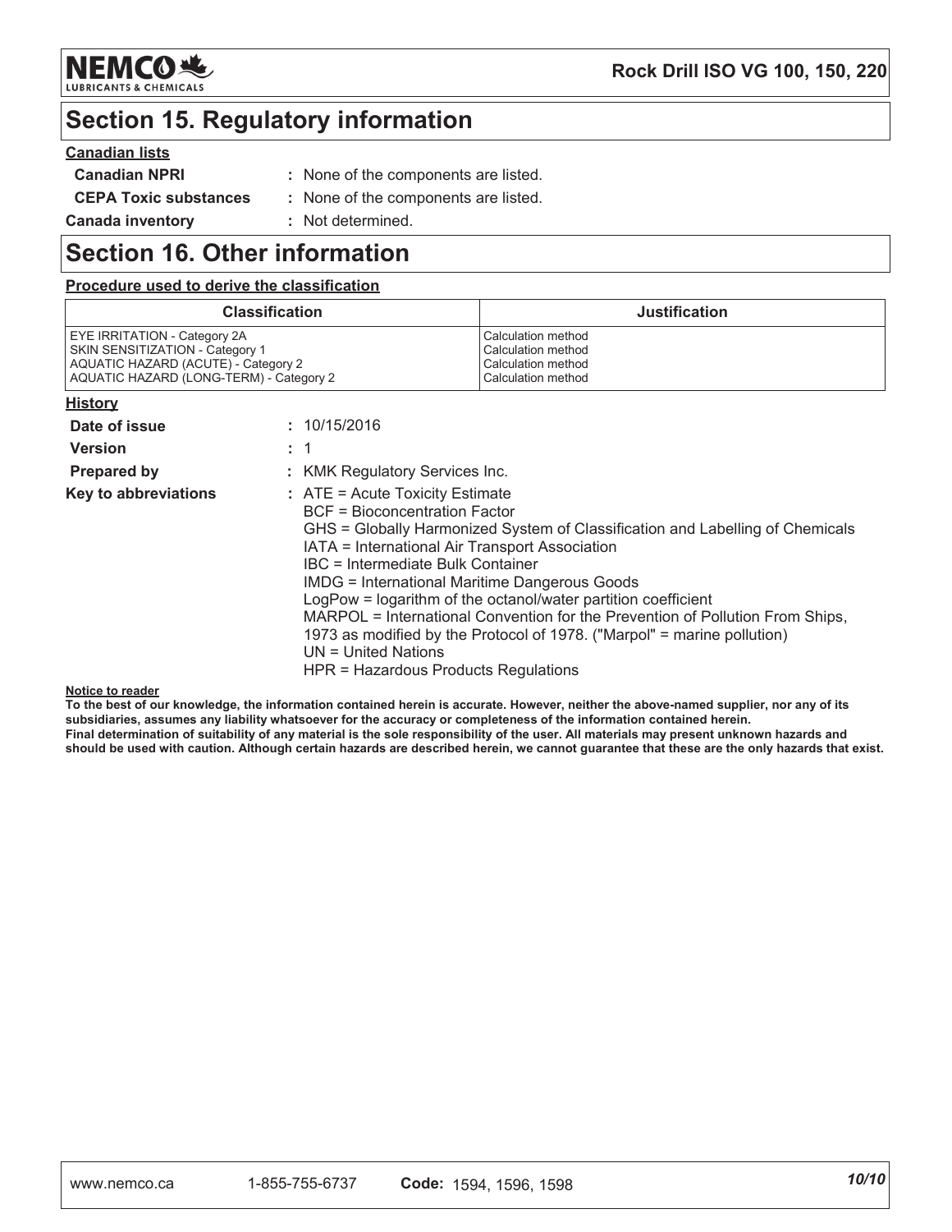## Section 15. Regulatory information

**Canadian lists**

**Canadian NPRI** : None of the components are listed.

**CEPA Toxic substances** : None of the components are listed.

**Canada inventory** : Not determined.

## Section 16. Other information

**Procedure used to derive the classification**

| Classification | Justification |
| --- | --- |
| EYE IRRITATION - Category 2A | Calculation method |
| SKIN SENSITIZATION - Category 1 | Calculation method |
| AQUATIC HAZARD (ACUTE) - Category 2 | Calculation method |
| AQUATIC HAZARD (LONG-TERM) - Category 2 | Calculation method |

**History**

**Date of issue** : 10/15/2016

**Version** : 1

**Prepared by** : KMK Regulatory Services Inc.

**Key to abbreviations** : ATE = Acute Toxicity Estimate
BCF = Bioconcentration Factor
GHS = Globally Harmonized System of Classification and Labelling of Chemicals
IATA = International Air Transport Association
IBC = Intermediate Bulk Container
IMDG = International Maritime Dangerous Goods
LogPow = logarithm of the octanol/water partition coefficient
MARPOL = International Convention for the Prevention of Pollution From Ships, 1973 as modified by the Protocol of 1978. ("Marpol" = marine pollution)
UN = United Nations
HPR = Hazardous Products Regulations

**Notice to reader**

**To the best of our knowledge, the information contained herein is accurate. However, neither the above-named supplier, nor any of its subsidiaries, assumes any liability whatsoever for the accuracy or completeness of the information contained herein.**
**Final determination of suitability of any material is the sole responsibility of the user. All materials may present unknown hazards and should be used with caution. Although certain hazards are described herein, we cannot guarantee that these are the only hazards that exist.**